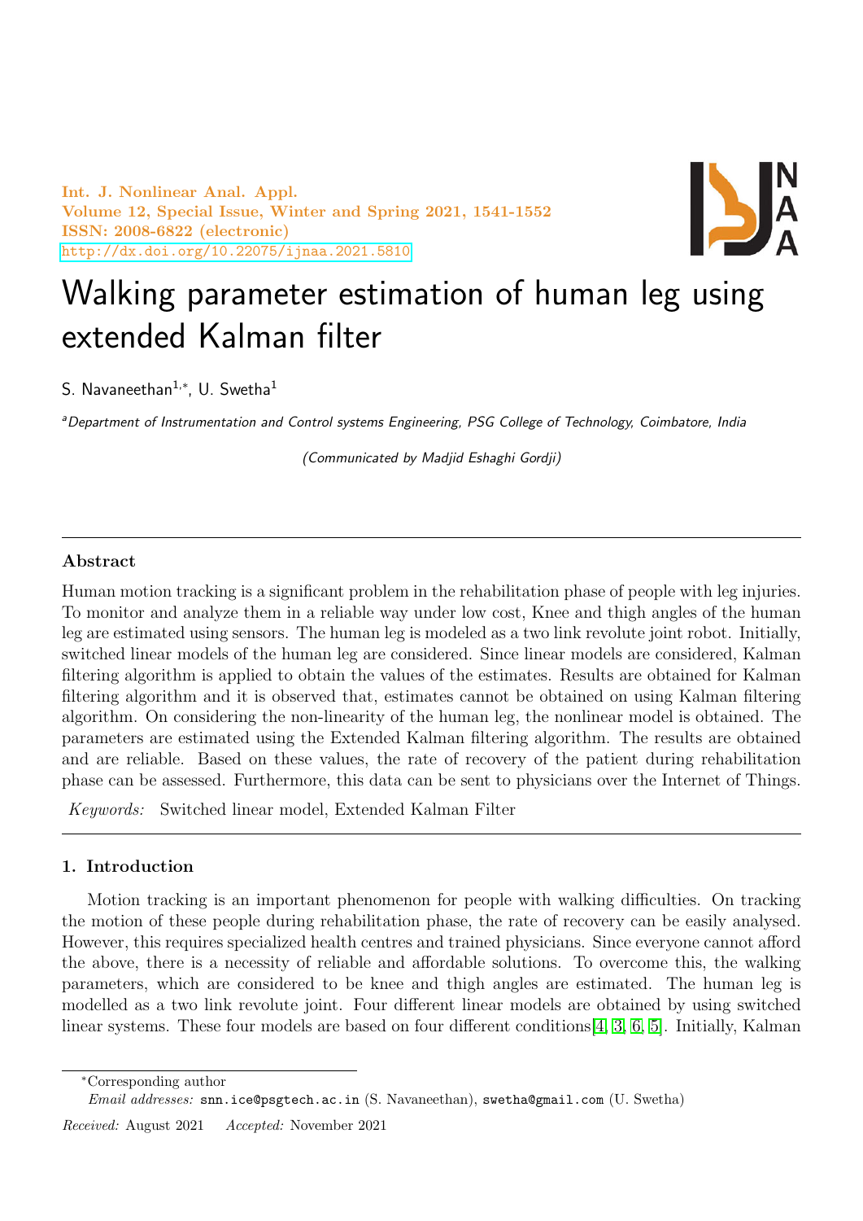# Walking parameter estimation of human leg using extended Kalman filter

S. Navaneethan[1,*], U. Swetha[1]

[a]*Department of Instrumentation and Control systems Engineering, PSG College of Technology, Coimbatore, India*

*(Communicated by Madjid Eshaghi Gordji)*

---

### Abstract

Human motion tracking is a significant problem in the rehabilitation phase of people with leg injuries. To monitor and analyze them in a reliable way under low cost, Knee and thigh angles of the human leg are estimated using sensors. The human leg is modeled as a two link revolute joint robot. Initially, switched linear models of the human leg are considered. Since linear models are considered, Kalman filtering algorithm is applied to obtain the values of the estimates. Results are obtained for Kalman filtering algorithm and it is observed that, estimates cannot be obtained on using Kalman filtering algorithm. On considering the non-linearity of the human leg, the nonlinear model is obtained. The parameters are estimated using the Extended Kalman filtering algorithm. The results are obtained and are reliable. Based on these values, the rate of recovery of the patient during rehabilitation phase can be assessed. Furthermore, this data can be sent to physicians over the Internet of Things.

*Keywords:* Switched linear model, Extended Kalman Filter

---

## 1. Introduction

Motion tracking is an important phenomenon for people with walking difficulties. On tracking the motion of these people during rehabilitation phase, the rate of recovery can be easily analysed. However, this requires specialized health centres and trained physicians. Since everyone cannot afford the above, there is a necessity of reliable and affordable solutions. To overcome this, the walking parameters, which are considered to be knee and thigh angles are estimated. The human leg is modelled as a two link revolute joint. Four different linear models are obtained by using switched linear systems. These four models are based on four different conditions[4, 3, 6, 5]. Initially, Kalman

---

*Corresponding author

*Email addresses:* snn.ice@psgtech.ac.in (S. Navaneethan), swetha@gmail.com (U. Swetha)

*Received:* August 2021 *Accepted:* November 2021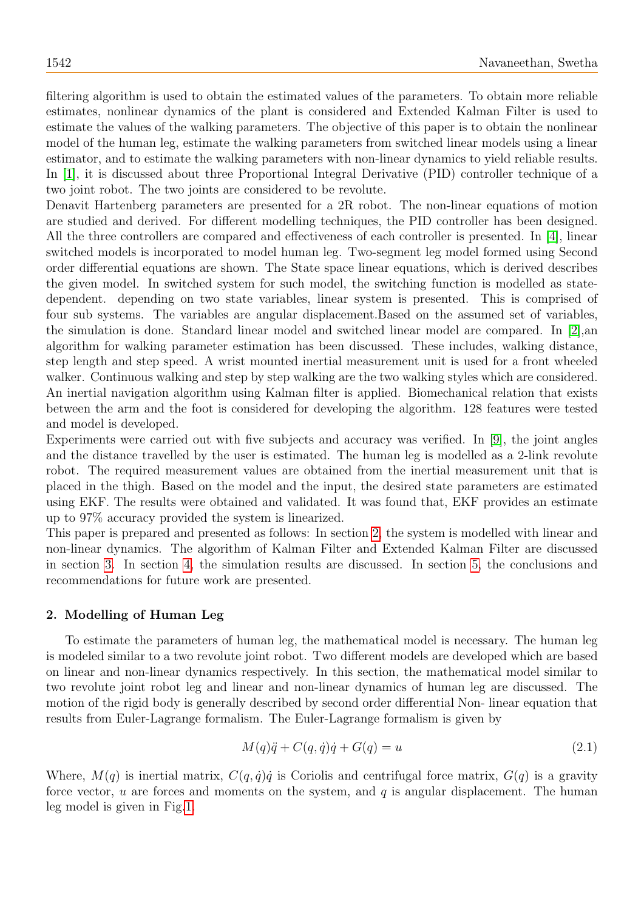filtering algorithm is used to obtain the estimated values of the parameters. To obtain more reliable estimates, nonlinear dynamics of the plant is considered and Extended Kalman Filter is used to estimate the values of the walking parameters. The objective of this paper is to obtain the nonlinear model of the human leg, estimate the walking parameters from switched linear models using a linear estimator, and to estimate the walking parameters with non-linear dynamics to yield reliable results. In [1], it is discussed about three Proportional Integral Derivative (PID) controller technique of a two joint robot. The two joints are considered to be revolute.

Denavit Hartenberg parameters are presented for a 2R robot. The non-linear equations of motion are studied and derived. For different modelling techniques, the PID controller has been designed. All the three controllers are compared and effectiveness of each controller is presented. In [4], linear switched models is incorporated to model human leg. Two-segment leg model formed using Second order differential equations are shown. The State space linear equations, which is derived describes the given model. In switched system for such model, the switching function is modelled as state-dependent. depending on two state variables, linear system is presented. This is comprised of four sub systems. The variables are angular displacement.Based on the assumed set of variables, the simulation is done. Standard linear model and switched linear model are compared. In [2],an algorithm for walking parameter estimation has been discussed. These includes, walking distance, step length and step speed. A wrist mounted inertial measurement unit is used for a front wheeled walker. Continuous walking and step by step walking are the two walking styles which are considered. An inertial navigation algorithm using Kalman filter is applied. Biomechanical relation that exists between the arm and the foot is considered for developing the algorithm. 128 features were tested and model is developed.

Experiments were carried out with five subjects and accuracy was verified. In [9], the joint angles and the distance travelled by the user is estimated. The human leg is modelled as a 2-link revolute robot. The required measurement values are obtained from the inertial measurement unit that is placed in the thigh. Based on the model and the input, the desired state parameters are estimated using EKF. The results were obtained and validated. It was found that, EKF provides an estimate up to 97% accuracy provided the system is linearized.

This paper is prepared and presented as follows: In section 2, the system is modelled with linear and non-linear dynamics. The algorithm of Kalman Filter and Extended Kalman Filter are discussed in section 3. In section 4, the simulation results are discussed. In section 5, the conclusions and recommendations for future work are presented.

## 2. Modelling of Human Leg

To estimate the parameters of human leg, the mathematical model is necessary. The human leg is modeled similar to a two revolute joint robot. Two different models are developed which are based on linear and non-linear dynamics respectively. In this section, the mathematical model similar to two revolute joint robot leg and linear and non-linear dynamics of human leg are discussed. The motion of the rigid body is generally described by second order differential Non- linear equation that results from Euler-Lagrange formalism. The Euler-Lagrange formalism is given by

$$M(q)\ddot{q} + C(q,\dot{q})\dot{q} + G(q) = u \tag{2.1}$$

Where, $M(q)$ is inertial matrix, $C(q,\dot{q})\dot{q}$ is Coriolis and centrifugal force matrix, $G(q)$ is a gravity force vector, $u$ are forces and moments on the system, and $q$ is angular displacement. The human leg model is given in Fig.1.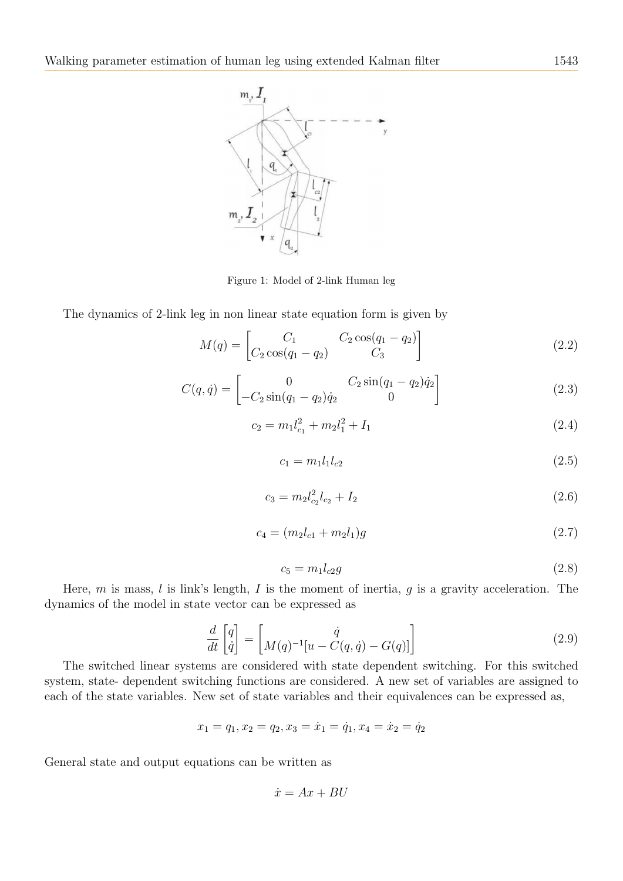Figure 1: Model of 2-link Human leg

The dynamics of 2-link leg in non linear state equation form is given by

$$M(q) = \begin{bmatrix} C_1 & C_2\cos(q_1 - q_2) \\ C_2\cos(q_1 - q_2) & C_3 \end{bmatrix} \tag{2.2}$$

$$C(q, \dot{q}) = \begin{bmatrix} 0 & C_2\sin(q_1 - q_2)\dot{q}_2 \\ -C_2\sin(q_1 - q_2)\dot{q}_2 & 0 \end{bmatrix} \tag{2.3}$$

$$c_2 = m_1 l_{c_1}^2 + m_2 l_1^2 + I_1 \tag{2.4}$$

$$c_1 = m_1 l_1 l_{c2} \tag{2.5}$$

$$c_3 = m_2 l_{c_2}^2 l_{c_2} + I_2 \tag{2.6}$$

$$c_4 = (m_2 l_{c1} + m_2 l_1)g \tag{2.7}$$

$$c_5 = m_1 l_{c2} g \tag{2.8}$$

Here, $m$ is mass, $l$ is link's length, $I$ is the moment of inertia, $g$ is a gravity acceleration. The dynamics of the model in state vector can be expressed as

$$\frac{d}{dt}\begin{bmatrix} q \\ \dot{q} \end{bmatrix} = \begin{bmatrix} \dot{q} \\ M(q)^{-1}[u - C(q, \dot{q}) - G(q)] \end{bmatrix} \tag{2.9}$$

The switched linear systems are considered with state dependent switching. For this switched system, state- dependent switching functions are considered. A new set of variables are assigned to each of the state variables. New set of state variables and their equivalences can be expressed as,

$$x_1 = q_1, x_2 = q_2, x_3 = \dot{x}_1 = \dot{q}_1, x_4 = \dot{x}_2 = \dot{q}_2$$

General state and output equations can be written as

$$\dot{x} = Ax + BU$$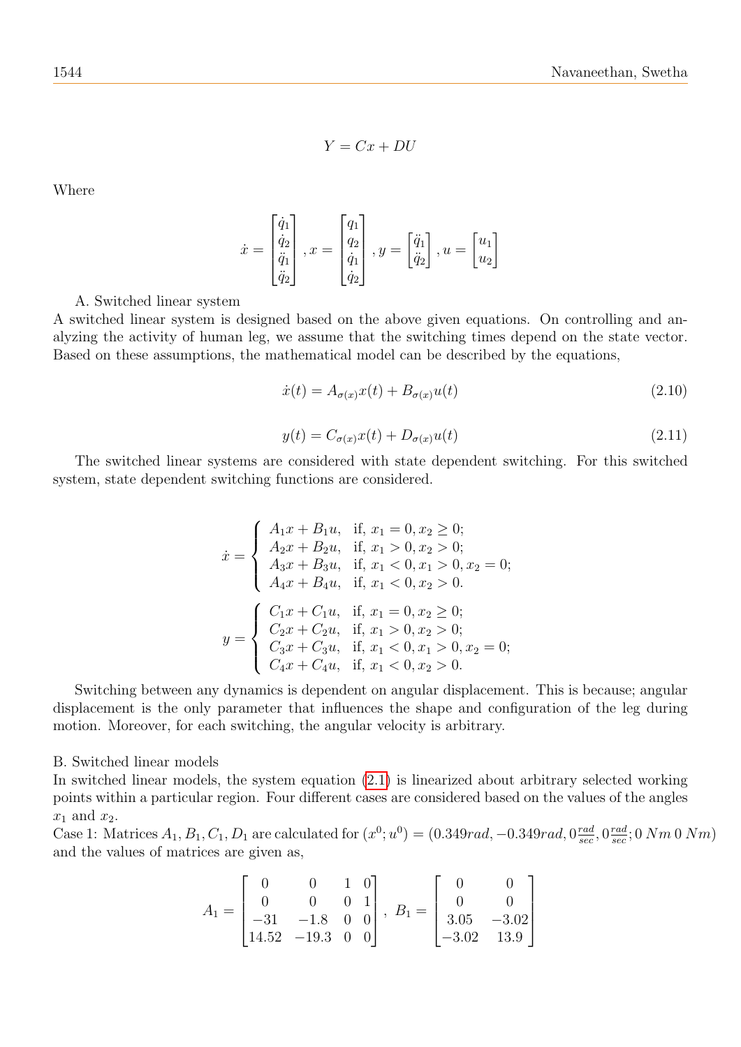$$Y = Cx + DU$$

Where

$$\dot{x} = \begin{bmatrix} \dot{q}_1 \\ \dot{q}_2 \\ \ddot{q}_1 \\ \ddot{q}_2 \end{bmatrix}, x = \begin{bmatrix} q_1 \\ q_2 \\ \dot{q}_1 \\ \dot{q}_2 \end{bmatrix}, y = \begin{bmatrix} \ddot{q}_1 \\ \ddot{q}_2 \end{bmatrix}, u = \begin{bmatrix} u_1 \\ u_2 \end{bmatrix}$$

A. Switched linear system

A switched linear system is designed based on the above given equations. On controlling and analyzing the activity of human leg, we assume that the switching times depend on the state vector. Based on these assumptions, the mathematical model can be described by the equations,

$$\dot{x}(t) = A_{\sigma(x)}x(t) + B_{\sigma(x)}u(t) \tag{2.10}$$

$$y(t) = C_{\sigma(x)}x(t) + D_{\sigma(x)}u(t) \tag{2.11}$$

The switched linear systems are considered with state dependent switching. For this switched system, state dependent switching functions are considered.

$$\dot{x} = \begin{cases} A_1x + B_1u, & \text{if, } x_1 = 0, x_2 \geq 0; \\ A_2x + B_2u, & \text{if, } x_1 > 0, x_2 > 0; \\ A_3x + B_3u, & \text{if, } x_1 < 0, x_1 > 0, x_2 = 0; \\ A_4x + B_4u, & \text{if, } x_1 < 0, x_2 > 0. \end{cases}$$

$$y = \begin{cases} C_1x + C_1u, & \text{if, } x_1 = 0, x_2 \geq 0; \\ C_2x + C_2u, & \text{if, } x_1 > 0, x_2 > 0; \\ C_3x + C_3u, & \text{if, } x_1 < 0, x_1 > 0, x_2 = 0; \\ C_4x + C_4u, & \text{if, } x_1 < 0, x_2 > 0. \end{cases}$$

Switching between any dynamics is dependent on angular displacement. This is because; angular displacement is the only parameter that influences the shape and configuration of the leg during motion. Moreover, for each switching, the angular velocity is arbitrary.

B. Switched linear models

In switched linear models, the system equation (2.1) is linearized about arbitrary selected working points within a particular region. Four different cases are considered based on the values of the angles $x_1$ and $x_2$.

Case 1: Matrices $A_1, B_1, C_1, D_1$ are calculated for $(x^0; u^0) = (0.349rad, -0.349rad, 0\frac{rad}{sec}, 0\frac{rad}{sec}; 0\,Nm\; 0\,Nm)$ and the values of matrices are given as,

$$A_1 = \begin{bmatrix} 0 & 0 & 1 & 0 \\ 0 & 0 & 0 & 1 \\ -31 & -1.8 & 0 & 0 \\ 14.52 & -19.3 & 0 & 0 \end{bmatrix}, \; B_1 = \begin{bmatrix} 0 & 0 \\ 0 & 0 \\ 3.05 & -3.02 \\ -3.02 & 13.9 \end{bmatrix}$$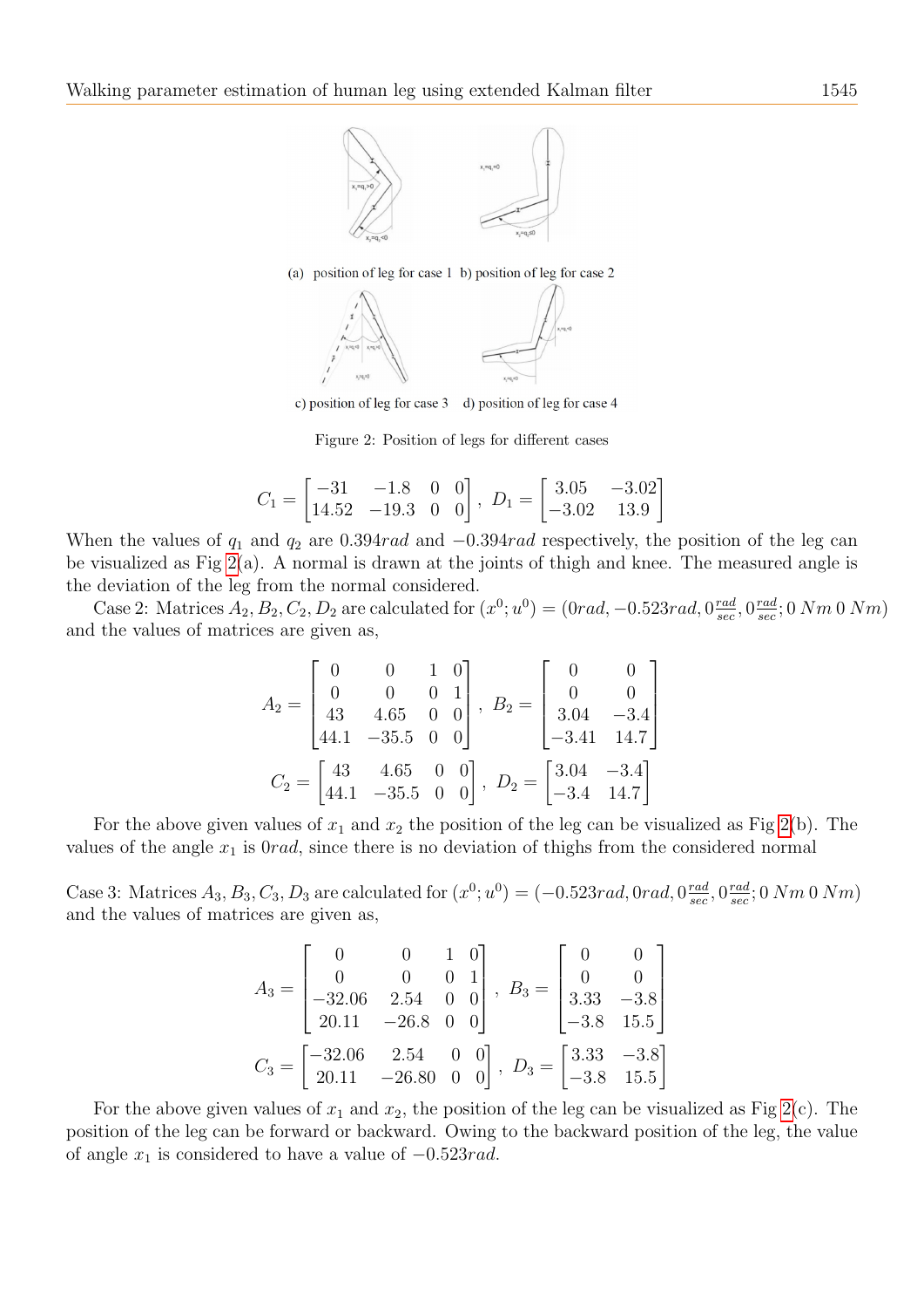(a) position of leg for case 1 b) position of leg for case 2

c) position of leg for case 3 d) position of leg for case 4

Figure 2: Position of legs for different cases

$$C_1 = \begin{bmatrix} -31 & -1.8 & 0 & 0 \\ 14.52 & -19.3 & 0 & 0 \end{bmatrix}, \ D_1 = \begin{bmatrix} 3.05 & -3.02 \\ -3.02 & 13.9 \end{bmatrix}$$

When the values of $q_1$ and $q_2$ are $0.394rad$ and $-0.394rad$ respectively, the position of the leg can be visualized as Fig 2(a). A normal is drawn at the joints of thigh and knee. The measured angle is the deviation of the leg from the normal considered.

Case 2: Matrices $A_2, B_2, C_2, D_2$ are calculated for $(x^0; u^0) = (0rad, -0.523rad, 0\frac{rad}{sec}, 0\frac{rad}{sec}; 0\ Nm\ 0\ Nm)$ and the values of matrices are given as,

$$A_2 = \begin{bmatrix} 0 & 0 & 1 & 0 \\ 0 & 0 & 0 & 1 \\ 43 & 4.65 & 0 & 0 \\ 44.1 & -35.5 & 0 & 0 \end{bmatrix}, \ B_2 = \begin{bmatrix} 0 & 0 \\ 0 & 0 \\ 3.04 & -3.4 \\ -3.41 & 14.7 \end{bmatrix}$$

$$C_2 = \begin{bmatrix} 43 & 4.65 & 0 & 0 \\ 44.1 & -35.5 & 0 & 0 \end{bmatrix}, \ D_2 = \begin{bmatrix} 3.04 & -3.4 \\ -3.4 & 14.7 \end{bmatrix}$$

For the above given values of $x_1$ and $x_2$ the position of the leg can be visualized as Fig 2(b). The values of the angle $x_1$ is $0rad$, since there is no deviation of thighs from the considered normal

Case 3: Matrices $A_3, B_3, C_3, D_3$ are calculated for $(x^0; u^0) = (-0.523rad, 0rad, 0\frac{rad}{sec}, 0\frac{rad}{sec}; 0\ Nm\ 0\ Nm)$ and the values of matrices are given as,

$$A_3 = \begin{bmatrix} 0 & 0 & 1 & 0 \\ 0 & 0 & 0 & 1 \\ -32.06 & 2.54 & 0 & 0 \\ 20.11 & -26.8 & 0 & 0 \end{bmatrix}, \ B_3 = \begin{bmatrix} 0 & 0 \\ 0 & 0 \\ 3.33 & -3.8 \\ -3.8 & 15.5 \end{bmatrix}$$

$$C_3 = \begin{bmatrix} -32.06 & 2.54 & 0 & 0 \\ 20.11 & -26.80 & 0 & 0 \end{bmatrix}, \ D_3 = \begin{bmatrix} 3.33 & -3.8 \\ -3.8 & 15.5 \end{bmatrix}$$

For the above given values of $x_1$ and $x_2$, the position of the leg can be visualized as Fig 2(c). The position of the leg can be forward or backward. Owing to the backward position of the leg, the value of angle $x_1$ is considered to have a value of $-0.523rad$.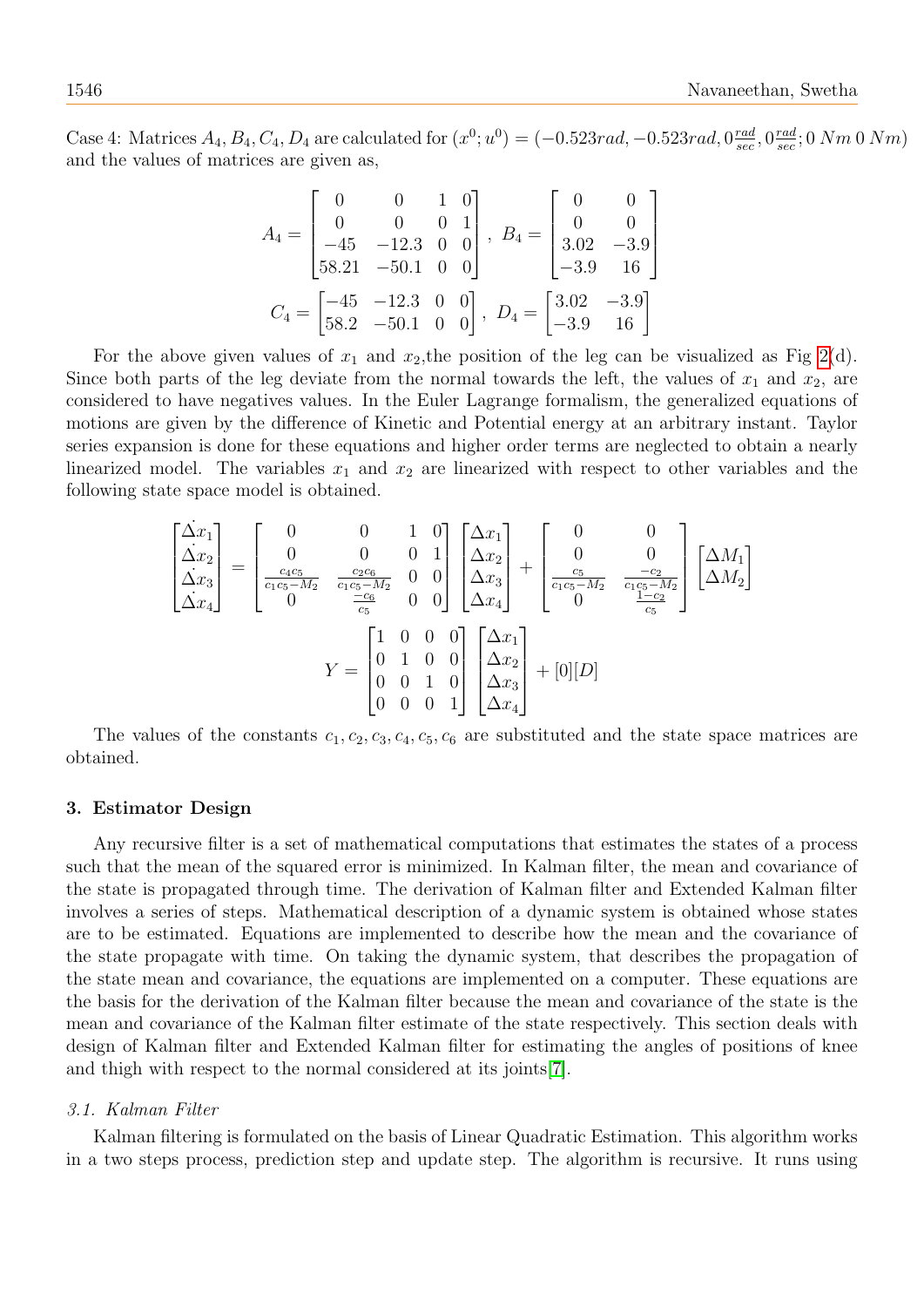Case 4: Matrices $A_4, B_4, C_4, D_4$ are calculated for $(x^0; u^0) = (-0.523rad, -0.523rad, 0\frac{rad}{sec}, 0\frac{rad}{sec}; 0\ Nm\ 0\ Nm)$ and the values of matrices are given as,

$$A_4 = \begin{bmatrix} 0 & 0 & 1 & 0 \\ 0 & 0 & 0 & 1 \\ -45 & -12.3 & 0 & 0 \\ 58.21 & -50.1 & 0 & 0 \end{bmatrix},\ B_4 = \begin{bmatrix} 0 & 0 \\ 0 & 0 \\ 3.02 & -3.9 \\ -3.9 & 16 \end{bmatrix}$$

$$C_4 = \begin{bmatrix} -45 & -12.3 & 0 & 0 \\ 58.2 & -50.1 & 0 & 0 \end{bmatrix},\ D_4 = \begin{bmatrix} 3.02 & -3.9 \\ -3.9 & 16 \end{bmatrix}$$

For the above given values of $x_1$ and $x_2$,the position of the leg can be visualized as Fig 2(d). Since both parts of the leg deviate from the normal towards the left, the values of $x_1$ and $x_2$, are considered to have negatives values. In the Euler Lagrange formalism, the generalized equations of motions are given by the difference of Kinetic and Potential energy at an arbitrary instant. Taylor series expansion is done for these equations and higher order terms are neglected to obtain a nearly linearized model. The variables $x_1$ and $x_2$ are linearized with respect to other variables and the following state space model is obtained.

$$\begin{bmatrix} \dot{\Delta x_1} \\ \dot{\Delta x_2} \\ \dot{\Delta x_3} \\ \dot{\Delta x_4} \end{bmatrix} = \begin{bmatrix} 0 & 0 & 1 & 0 \\ 0 & 0 & 0 & 1 \\ \frac{c_4 c_5}{c_1 c_5 - M_2} & \frac{c_2 c_6}{c_1 c_5 - M_2} & 0 & 0 \\ 0 & \frac{-c_6}{c_5} & 0 & 0 \end{bmatrix} \begin{bmatrix} \Delta x_1 \\ \Delta x_2 \\ \Delta x_3 \\ \Delta x_4 \end{bmatrix} + \begin{bmatrix} 0 & 0 \\ 0 & 0 \\ \frac{c_5}{c_1 c_5 - M_2} & \frac{-c_2}{c_1 c_5 - M_2} \\ 0 & \frac{1 - c_2}{c_5} \end{bmatrix} \begin{bmatrix} \Delta M_1 \\ \Delta M_2 \end{bmatrix}$$

$$Y = \begin{bmatrix} 1 & 0 & 0 & 0 \\ 0 & 1 & 0 & 0 \\ 0 & 0 & 1 & 0 \\ 0 & 0 & 0 & 1 \end{bmatrix} \begin{bmatrix} \Delta x_1 \\ \Delta x_2 \\ \Delta x_3 \\ \Delta x_4 \end{bmatrix} + [0][D]$$

The values of the constants $c_1, c_2, c_3, c_4, c_5, c_6$ are substituted and the state space matrices are obtained.

## 3. Estimator Design

Any recursive filter is a set of mathematical computations that estimates the states of a process such that the mean of the squared error is minimized. In Kalman filter, the mean and covariance of the state is propagated through time. The derivation of Kalman filter and Extended Kalman filter involves a series of steps. Mathematical description of a dynamic system is obtained whose states are to be estimated. Equations are implemented to describe how the mean and the covariance of the state propagate with time. On taking the dynamic system, that describes the propagation of the state mean and covariance, the equations are implemented on a computer. These equations are the basis for the derivation of the Kalman filter because the mean and covariance of the state is the mean and covariance of the Kalman filter estimate of the state respectively. This section deals with design of Kalman filter and Extended Kalman filter for estimating the angles of positions of knee and thigh with respect to the normal considered at its joints[7].

### *3.1. Kalman Filter*

Kalman filtering is formulated on the basis of Linear Quadratic Estimation. This algorithm works in a two steps process, prediction step and update step. The algorithm is recursive. It runs using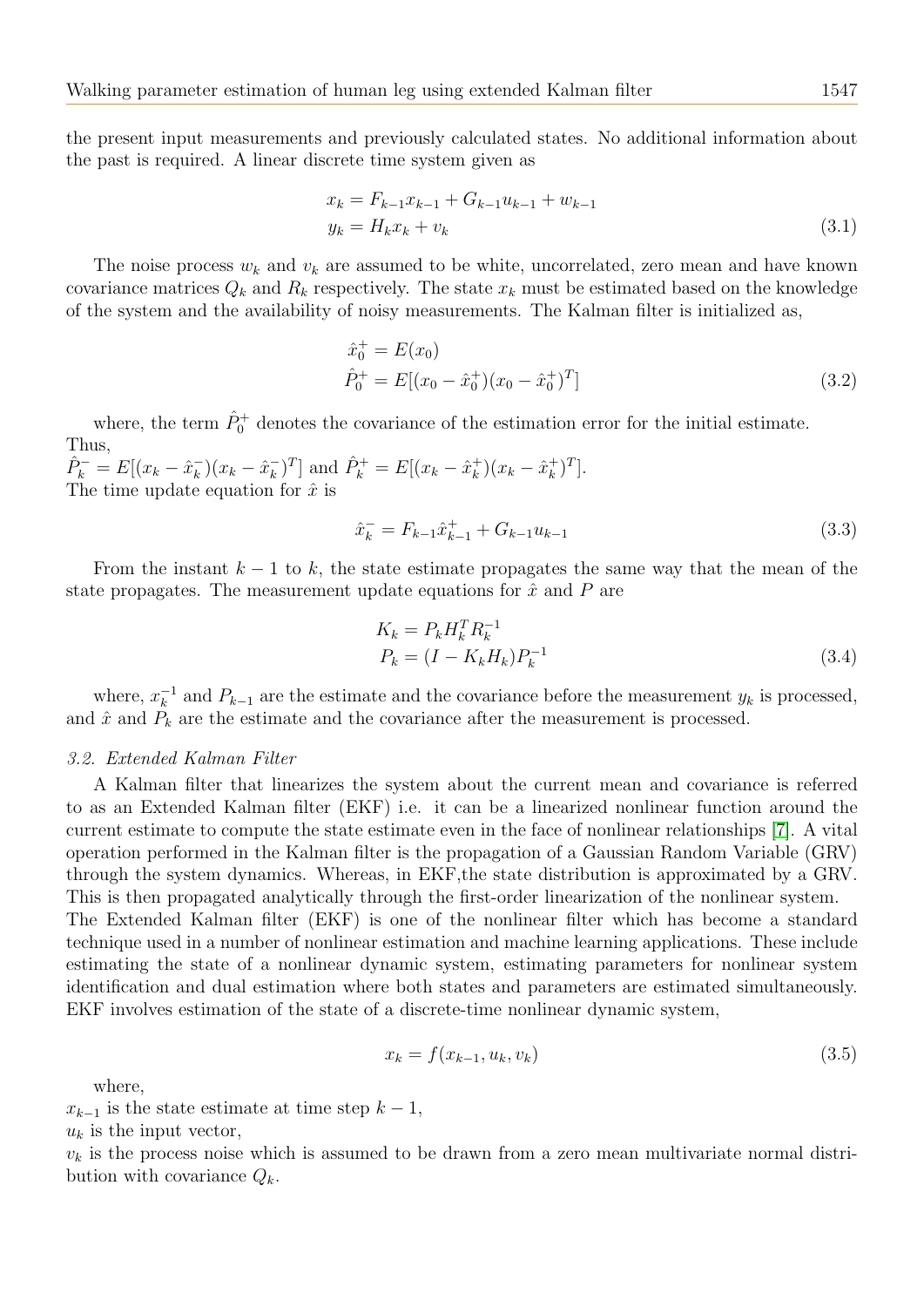the present input measurements and previously calculated states. No additional information about the past is required. A linear discrete time system given as

$$
\begin{aligned}
x_k &= F_{k-1}x_{k-1} + G_{k-1}u_{k-1} + w_{k-1} \\
y_k &= H_k x_k + v_k
\end{aligned}
\tag{3.1}
$$

The noise process $w_k$ and $v_k$ are assumed to be white, uncorrelated, zero mean and have known covariance matrices $Q_k$ and $R_k$ respectively. The state $x_k$ must be estimated based on the knowledge of the system and the availability of noisy measurements. The Kalman filter is initialized as,

$$
\begin{aligned}
\hat{x}_0^+ &= E(x_0) \\
\hat{P}_0^+ &= E[(x_0 - \hat{x}_0^+)(x_0 - \hat{x}_0^+)^T]
\end{aligned}
\tag{3.2}
$$

where, the term $\hat{P}_0^+$ denotes the covariance of the estimation error for the initial estimate. Thus,
$\hat{P}_k^- = E[(x_k - \hat{x}_k^-)(x_k - \hat{x}_k^-)^T]$ and $\hat{P}_k^+ = E[(x_k - \hat{x}_k^+)(x_k - \hat{x}_k^+)^T]$.
The time update equation for $\hat{x}$ is

$$
\hat{x}_k^- = F_{k-1}\hat{x}_{k-1}^+ + G_{k-1}u_{k-1}
\tag{3.3}
$$

From the instant $k-1$ to $k$, the state estimate propagates the same way that the mean of the state propagates. The measurement update equations for $\hat{x}$ and $P$ are

$$
\begin{aligned}
K_k &= P_k H_k^T R_k^{-1} \\
P_k &= (I - K_k H_k) P_k^{-1}
\end{aligned}
\tag{3.4}
$$

where, $x_k^{-1}$ and $P_{k-1}$ are the estimate and the covariance before the measurement $y_k$ is processed, and $\hat{x}$ and $P_k$ are the estimate and the covariance after the measurement is processed.

### *3.2. Extended Kalman Filter*

A Kalman filter that linearizes the system about the current mean and covariance is referred to as an Extended Kalman filter (EKF) i.e. it can be a linearized nonlinear function around the current estimate to compute the state estimate even in the face of nonlinear relationships [7]. A vital operation performed in the Kalman filter is the propagation of a Gaussian Random Variable (GRV) through the system dynamics. Whereas, in EKF,the state distribution is approximated by a GRV. This is then propagated analytically through the first-order linearization of the nonlinear system.
The Extended Kalman filter (EKF) is one of the nonlinear filter which has become a standard technique used in a number of nonlinear estimation and machine learning applications. These include estimating the state of a nonlinear dynamic system, estimating parameters for nonlinear system identification and dual estimation where both states and parameters are estimated simultaneously. EKF involves estimation of the state of a discrete-time nonlinear dynamic system,

$$
x_k = f(x_{k-1}, u_k, v_k)
\tag{3.5}
$$

where,
$x_{k-1}$ is the state estimate at time step $k-1$,
$u_k$ is the input vector,
$v_k$ is the process noise which is assumed to be drawn from a zero mean multivariate normal distribution with covariance $Q_k$.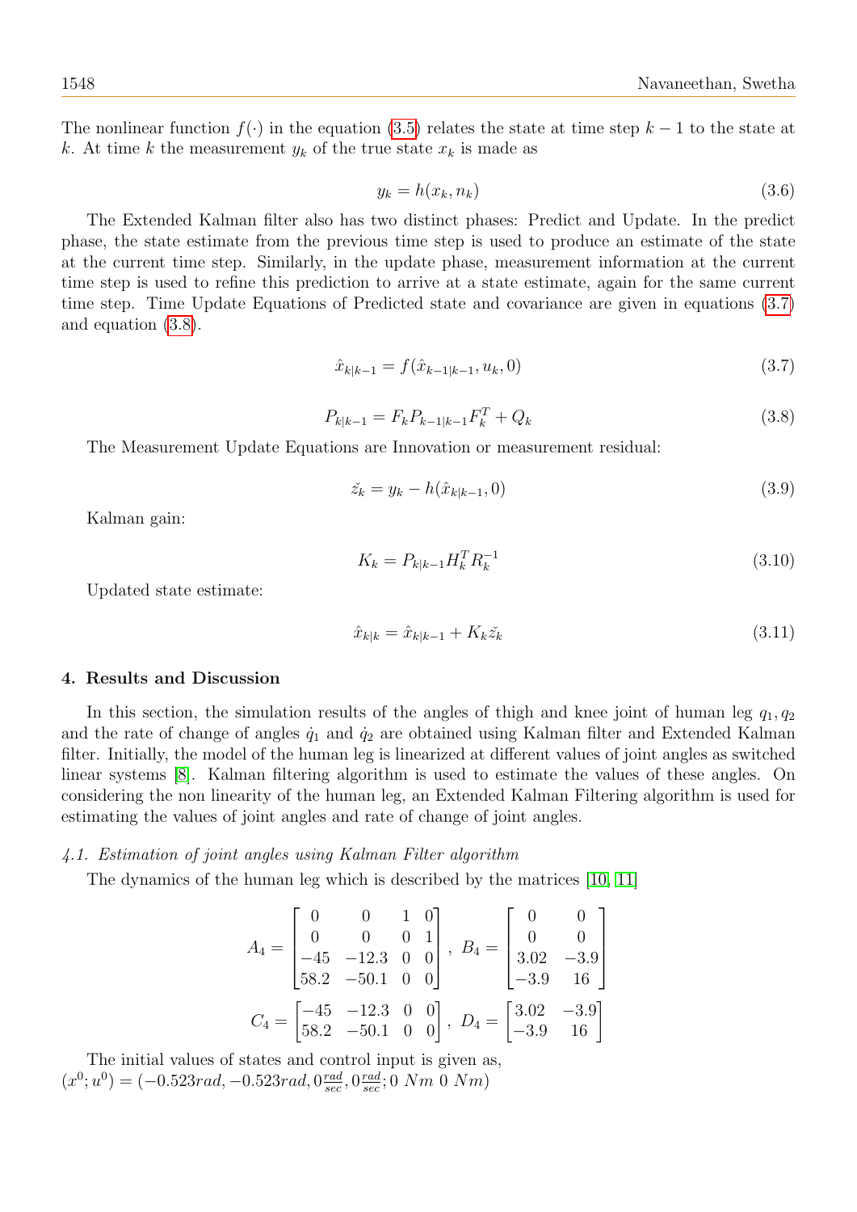The nonlinear function $f(\cdot)$ in the equation (3.5) relates the state at time step $k-1$ to the state at $k$. At time $k$ the measurement $y_k$ of the true state $x_k$ is made as

$$y_k = h(x_k, n_k) \tag{3.6}$$

The Extended Kalman filter also has two distinct phases: Predict and Update. In the predict phase, the state estimate from the previous time step is used to produce an estimate of the state at the current time step. Similarly, in the update phase, measurement information at the current time step is used to refine this prediction to arrive at a state estimate, again for the same current time step. Time Update Equations of Predicted state and covariance are given in equations (3.7) and equation (3.8).

$$\hat{x}_{k|k-1} = f(\hat{x}_{k-1|k-1}, u_k, 0) \tag{3.7}$$

$$P_{k|k-1} = F_k P_{k-1|k-1} F_k^T + Q_k \tag{3.8}$$

The Measurement Update Equations are Innovation or measurement residual:

$$\check{z_k} = y_k - h(\hat{x}_{k|k-1}, 0) \tag{3.9}$$

Kalman gain:

$$K_k = P_{k|k-1} H_k^T R_k^{-1} \tag{3.10}$$

Updated state estimate:

$$\hat{x}_{k|k} = \hat{x}_{k|k-1} + K_k \check{z_k} \tag{3.11}$$

## 4. Results and Discussion

In this section, the simulation results of the angles of thigh and knee joint of human leg $q_1, q_2$ and the rate of change of angles $\dot{q}_1$ and $\dot{q}_2$ are obtained using Kalman filter and Extended Kalman filter. Initially, the model of the human leg is linearized at different values of joint angles as switched linear systems [8]. Kalman filtering algorithm is used to estimate the values of these angles. On considering the non linearity of the human leg, an Extended Kalman Filtering algorithm is used for estimating the values of joint angles and rate of change of joint angles.

### *4.1. Estimation of joint angles using Kalman Filter algorithm*

The dynamics of the human leg which is described by the matrices [10, 11]

$$A_4 = \begin{bmatrix} 0 & 0 & 1 & 0 \\ 0 & 0 & 0 & 1 \\ -45 & -12.3 & 0 & 0 \\ 58.2 & -50.1 & 0 & 0 \end{bmatrix}, \ B_4 = \begin{bmatrix} 0 & 0 \\ 0 & 0 \\ 3.02 & -3.9 \\ -3.9 & 16 \end{bmatrix}$$

$$C_4 = \begin{bmatrix} -45 & -12.3 & 0 & 0 \\ 58.2 & -50.1 & 0 & 0 \end{bmatrix}, \ D_4 = \begin{bmatrix} 3.02 & -3.9 \\ -3.9 & 16 \end{bmatrix}$$

The initial values of states and control input is given as,
$(x^0; u^0) = (-0.523rad, -0.523rad, 0\frac{rad}{sec}, 0\frac{rad}{sec}; 0\ Nm\ 0\ Nm)$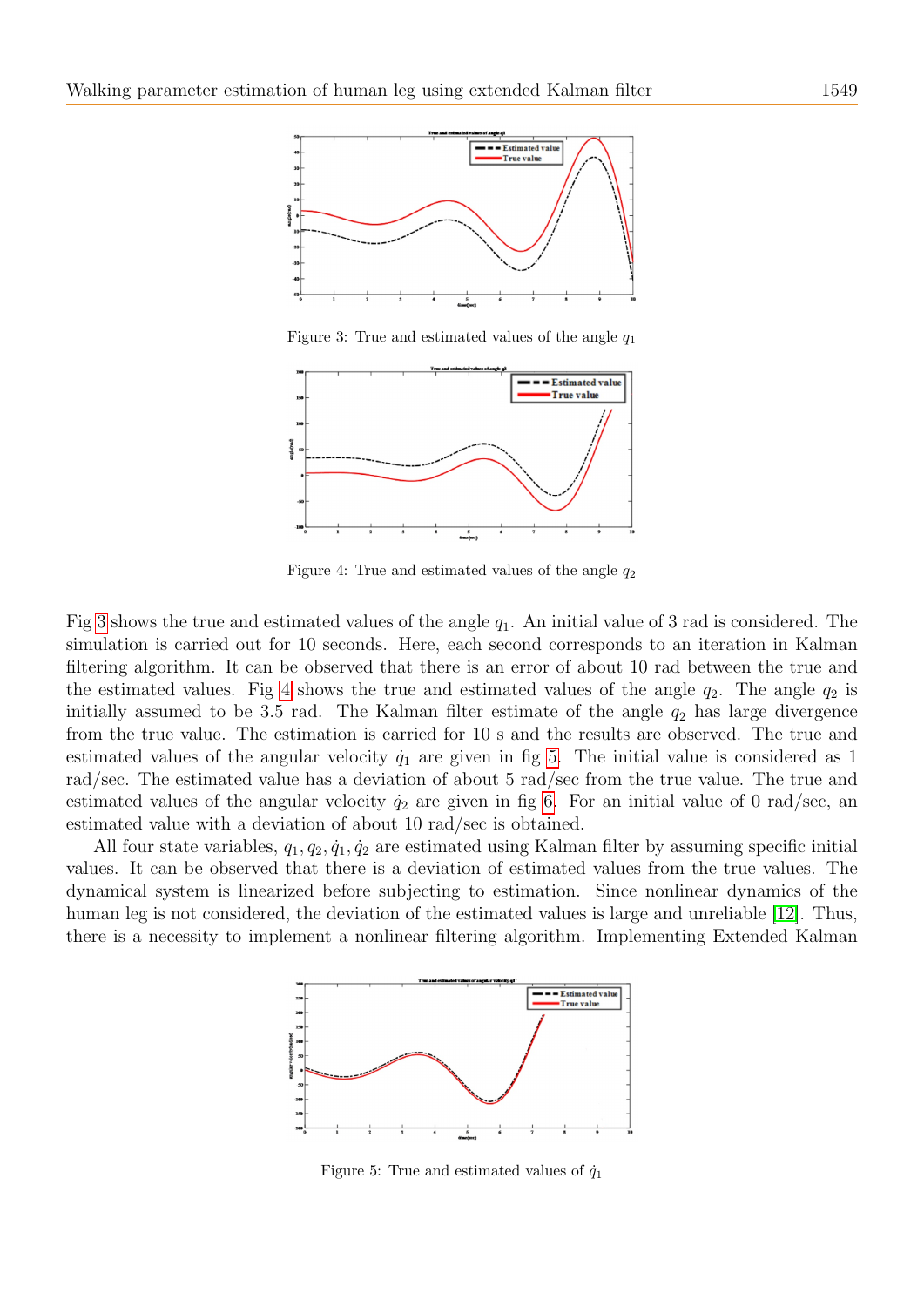Figure 3: True and estimated values of the angle $q_1$

Figure 4: True and estimated values of the angle $q_2$

Fig 3 shows the true and estimated values of the angle $q_1$. An initial value of 3 rad is considered. The simulation is carried out for 10 seconds. Here, each second corresponds to an iteration in Kalman filtering algorithm. It can be observed that there is an error of about 10 rad between the true and the estimated values. Fig 4 shows the true and estimated values of the angle $q_2$. The angle $q_2$ is initially assumed to be 3.5 rad. The Kalman filter estimate of the angle $q_2$ has large divergence from the true value. The estimation is carried for 10 s and the results are observed. The true and estimated values of the angular velocity $\dot{q}_1$ are given in fig 5. The initial value is considered as 1 rad/sec. The estimated value has a deviation of about 5 rad/sec from the true value. The true and estimated values of the angular velocity $\dot{q}_2$ are given in fig 6. For an initial value of 0 rad/sec, an estimated value with a deviation of about 10 rad/sec is obtained.

All four state variables, $q_1, q_2, \dot{q}_1, \dot{q}_2$ are estimated using Kalman filter by assuming specific initial values. It can be observed that there is a deviation of estimated values from the true values. The dynamical system is linearized before subjecting to estimation. Since nonlinear dynamics of the human leg is not considered, the deviation of the estimated values is large and unreliable [12]. Thus, there is a necessity to implement a nonlinear filtering algorithm. Implementing Extended Kalman

Figure 5: True and estimated values of $\dot{q}_1$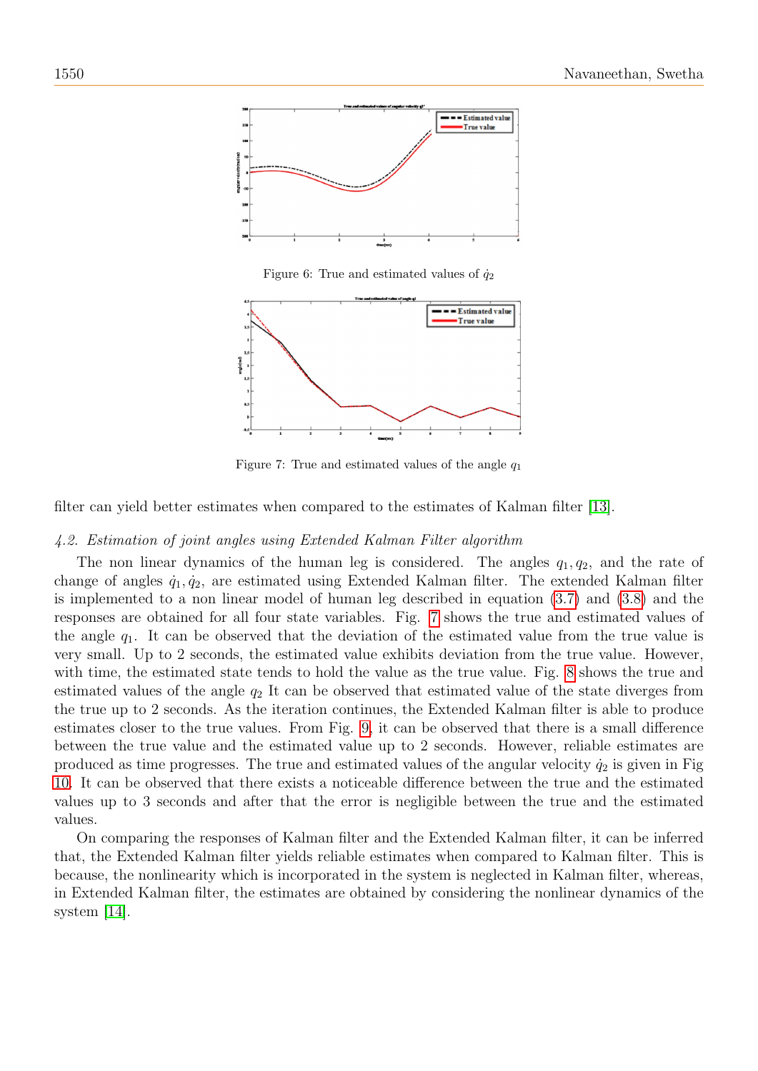Figure 6: True and estimated values of $\dot{q}_2$

Figure 7: True and estimated values of the angle $q_1$

filter can yield better estimates when compared to the estimates of Kalman filter [13].

### *4.2. Estimation of joint angles using Extended Kalman Filter algorithm*

The non linear dynamics of the human leg is considered. The angles $q_1, q_2$, and the rate of change of angles $\dot{q}_1, \dot{q}_2$, are estimated using Extended Kalman filter. The extended Kalman filter is implemented to a non linear model of human leg described in equation (3.7) and (3.8) and the responses are obtained for all four state variables. Fig. 7 shows the true and estimated values of the angle $q_1$. It can be observed that the deviation of the estimated value from the true value is very small. Up to 2 seconds, the estimated value exhibits deviation from the true value. However, with time, the estimated state tends to hold the value as the true value. Fig. 8 shows the true and estimated values of the angle $q_2$ It can be observed that estimated value of the state diverges from the true up to 2 seconds. As the iteration continues, the Extended Kalman filter is able to produce estimates closer to the true values. From Fig. 9, it can be observed that there is a small difference between the true value and the estimated value up to 2 seconds. However, reliable estimates are produced as time progresses. The true and estimated values of the angular velocity $\dot{q}_2$ is given in Fig 10. It can be observed that there exists a noticeable difference between the true and the estimated values up to 3 seconds and after that the error is negligible between the true and the estimated values.

On comparing the responses of Kalman filter and the Extended Kalman filter, it can be inferred that, the Extended Kalman filter yields reliable estimates when compared to Kalman filter. This is because, the nonlinearity which is incorporated in the system is neglected in Kalman filter, whereas, in Extended Kalman filter, the estimates are obtained by considering the nonlinear dynamics of the system [14].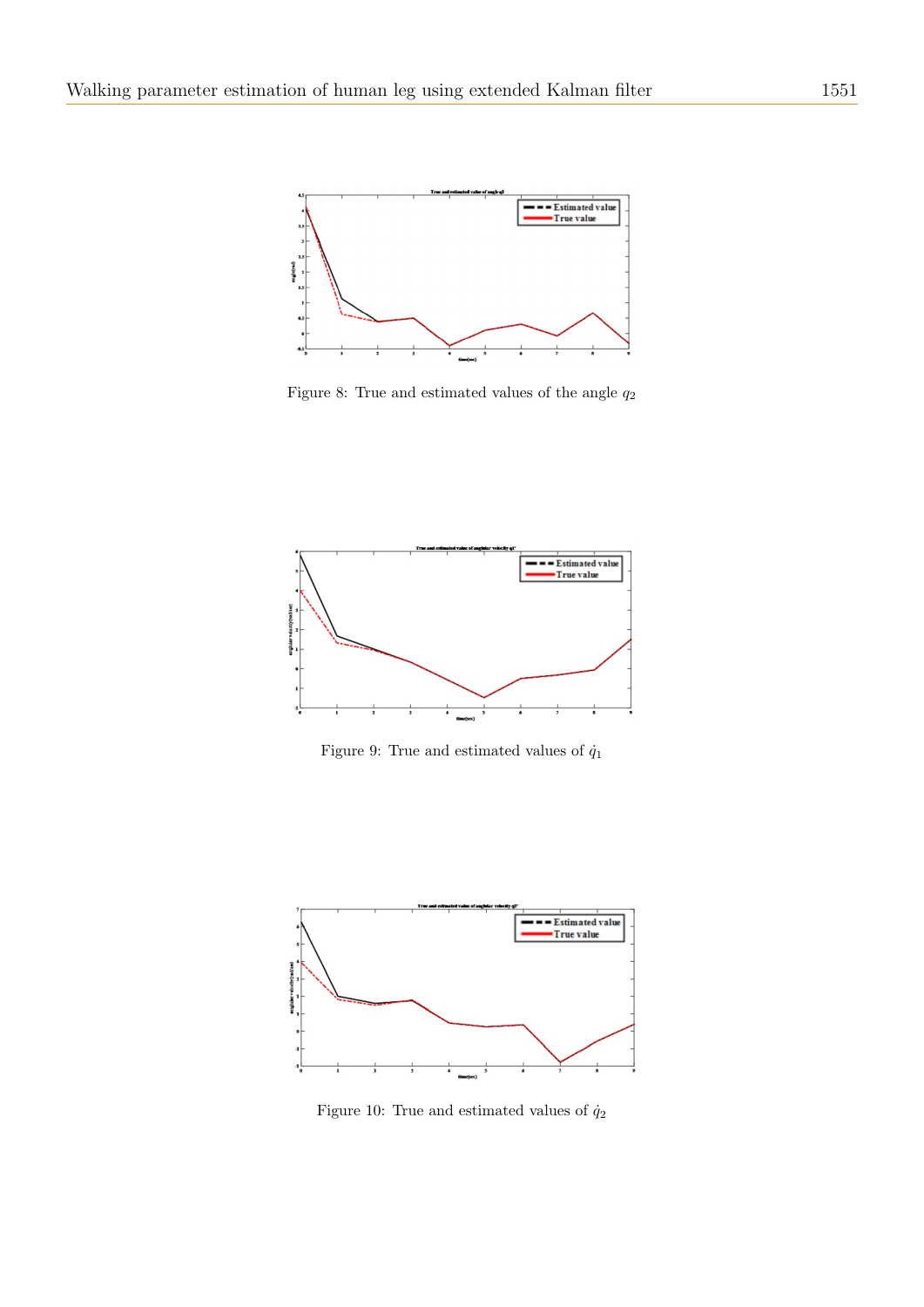Figure 8: True and estimated values of the angle $q_2$

Figure 9: True and estimated values of $\dot{q}_1$

Figure 10: True and estimated values of $\dot{q}_2$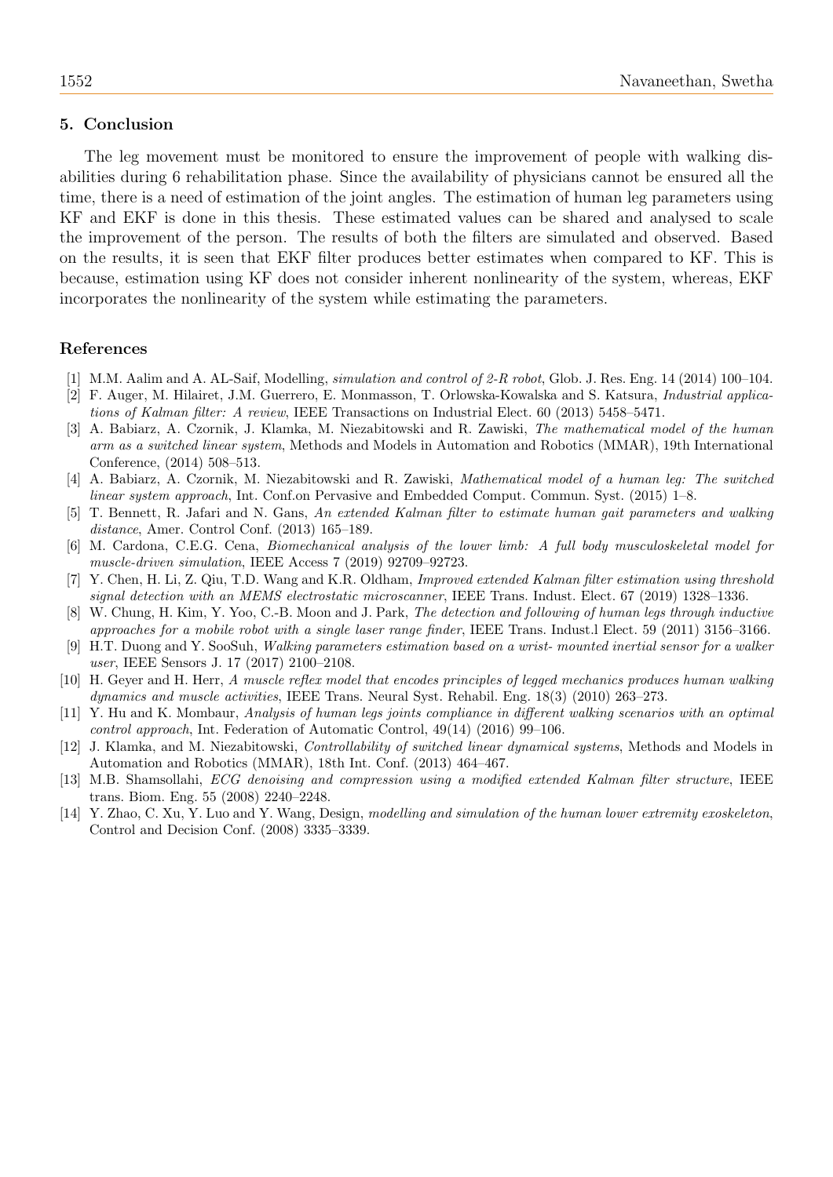## 5. Conclusion

The leg movement must be monitored to ensure the improvement of people with walking disabilities during 6 rehabilitation phase. Since the availability of physicians cannot be ensured all the time, there is a need of estimation of the joint angles. The estimation of human leg parameters using KF and EKF is done in this thesis. These estimated values can be shared and analysed to scale the improvement of the person. The results of both the filters are simulated and observed. Based on the results, it is seen that EKF filter produces better estimates when compared to KF. This is because, estimation using KF does not consider inherent nonlinearity of the system, whereas, EKF incorporates the nonlinearity of the system while estimating the parameters.

## References

[1] M.M. Aalim and A. AL-Saif, Modelling, *simulation and control of 2-R robot*, Glob. J. Res. Eng. 14 (2014) 100–104.

[2] F. Auger, M. Hilairet, J.M. Guerrero, E. Monmasson, T. Orlowska-Kowalska and S. Katsura, *Industrial applications of Kalman filter: A review*, IEEE Transactions on Industrial Elect. 60 (2013) 5458–5471.

[3] A. Babiarz, A. Czornik, J. Klamka, M. Niezabitowski and R. Zawiski, *The mathematical model of the human arm as a switched linear system*, Methods and Models in Automation and Robotics (MMAR), 19th International Conference, (2014) 508–513.

[4] A. Babiarz, A. Czornik, M. Niezabitowski and R. Zawiski, *Mathematical model of a human leg: The switched linear system approach*, Int. Conf.on Pervasive and Embedded Comput. Commun. Syst. (2015) 1–8.

[5] T. Bennett, R. Jafari and N. Gans, *An extended Kalman filter to estimate human gait parameters and walking distance*, Amer. Control Conf. (2013) 165–189.

[6] M. Cardona, C.E.G. Cena, *Biomechanical analysis of the lower limb: A full body musculoskeletal model for muscle-driven simulation*, IEEE Access 7 (2019) 92709–92723.

[7] Y. Chen, H. Li, Z. Qiu, T.D. Wang and K.R. Oldham, *Improved extended Kalman filter estimation using threshold signal detection with an MEMS electrostatic microscanner*, IEEE Trans. Indust. Elect. 67 (2019) 1328–1336.

[8] W. Chung, H. Kim, Y. Yoo, C.-B. Moon and J. Park, *The detection and following of human legs through inductive approaches for a mobile robot with a single laser range finder*, IEEE Trans. Indust.l Elect. 59 (2011) 3156–3166.

[9] H.T. Duong and Y. SooSuh, *Walking parameters estimation based on a wrist- mounted inertial sensor for a walker user*, IEEE Sensors J. 17 (2017) 2100–2108.

[10] H. Geyer and H. Herr, *A muscle reflex model that encodes principles of legged mechanics produces human walking dynamics and muscle activities*, IEEE Trans. Neural Syst. Rehabil. Eng. 18(3) (2010) 263–273.

[11] Y. Hu and K. Mombaur, *Analysis of human legs joints compliance in different walking scenarios with an optimal control approach*, Int. Federation of Automatic Control, 49(14) (2016) 99–106.

[12] J. Klamka, and M. Niezabitowski, *Controllability of switched linear dynamical systems*, Methods and Models in Automation and Robotics (MMAR), 18th Int. Conf. (2013) 464–467.

[13] M.B. Shamsollahi, *ECG denoising and compression using a modified extended Kalman filter structure*, IEEE trans. Biom. Eng. 55 (2008) 2240–2248.

[14] Y. Zhao, C. Xu, Y. Luo and Y. Wang, Design, *modelling and simulation of the human lower extremity exoskeleton*, Control and Decision Conf. (2008) 3335–3339.